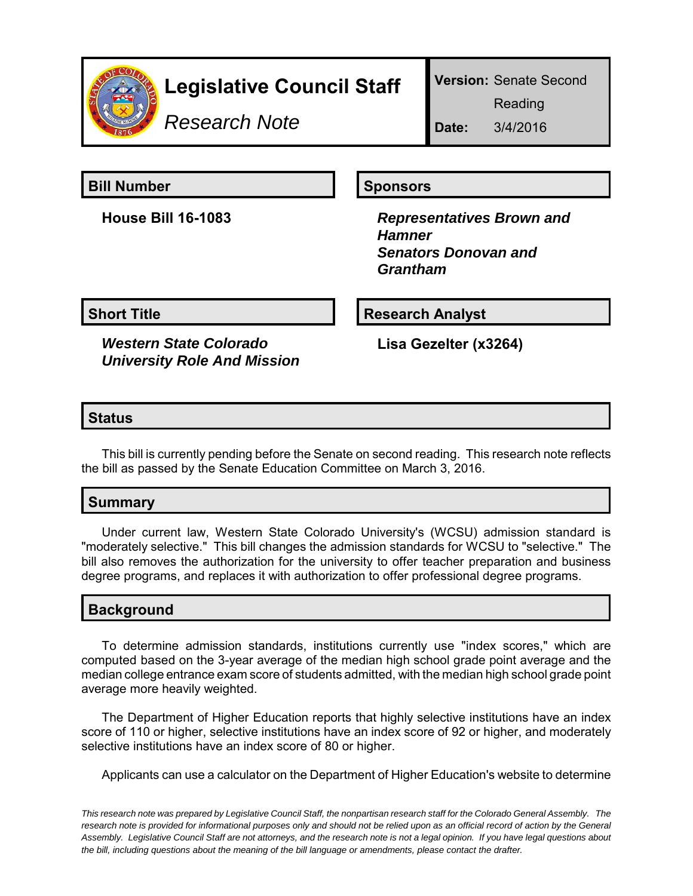# Legislative Council Staff

*Research Note*

**Version:** Senate Second Reading

**Date:** 3/4/2016

## Bill Number

**House Bill 16-1083**

## Sponsors

***Representatives Brown and Hamner***
***Senators Donovan and Grantham***

## Short Title

***Western State Colorado University Role And Mission***

## Research Analyst

**Lisa Gezelter (x3264)**

## Status

This bill is currently pending before the Senate on second reading. This research note reflects the bill as passed by the Senate Education Committee on March 3, 2016.

## Summary

Under current law, Western State Colorado University's (WCSU) admission standard is "moderately selective." This bill changes the admission standards for WCSU to "selective." The bill also removes the authorization for the university to offer teacher preparation and business degree programs, and replaces it with authorization to offer professional degree programs.

## Background

To determine admission standards, institutions currently use "index scores," which are computed based on the 3-year average of the median high school grade point average and the median college entrance exam score of students admitted, with the median high school grade point average more heavily weighted.

The Department of Higher Education reports that highly selective institutions have an index score of 110 or higher, selective institutions have an index score of 92 or higher, and moderately selective institutions have an index score of 80 or higher.

Applicants can use a calculator on the Department of Higher Education's website to determine

*This research note was prepared by Legislative Council Staff, the nonpartisan research staff for the Colorado General Assembly. The research note is provided for informational purposes only and should not be relied upon as an official record of action by the General Assembly. Legislative Council Staff are not attorneys, and the research note is not a legal opinion. If you have legal questions about the bill, including questions about the meaning of the bill language or amendments, please contact the drafter.*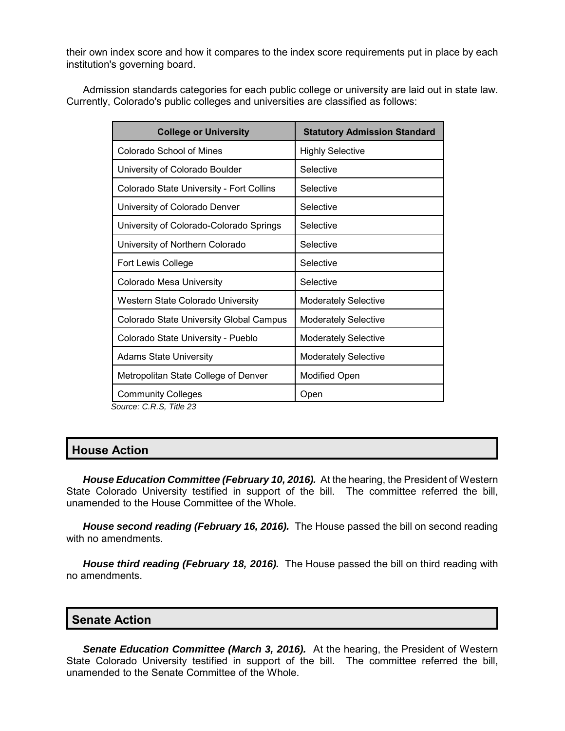their own index score and how it compares to the index score requirements put in place by each institution's governing board.

Admission standards categories for each public college or university are laid out in state law. Currently, Colorado's public colleges and universities are classified as follows:

| College or University | Statutory Admission Standard |
|---|---|
| Colorado School of Mines | Highly Selective |
| University of Colorado Boulder | Selective |
| Colorado State University - Fort Collins | Selective |
| University of Colorado Denver | Selective |
| University of Colorado-Colorado Springs | Selective |
| University of Northern Colorado | Selective |
| Fort Lewis College | Selective |
| Colorado Mesa University | Selective |
| Western State Colorado University | Moderately Selective |
| Colorado State University Global Campus | Moderately Selective |
| Colorado State University - Pueblo | Moderately Selective |
| Adams State University | Moderately Selective |
| Metropolitan State College of Denver | Modified Open |
| Community Colleges | Open |

*Source: C.R.S, Title 23*

## House Action

***House Education Committee (February 10, 2016).*** At the hearing, the President of Western State Colorado University testified in support of the bill. The committee referred the bill, unamended to the House Committee of the Whole.

***House second reading (February 16, 2016).*** The House passed the bill on second reading with no amendments.

***House third reading (February 18, 2016).*** The House passed the bill on third reading with no amendments.

## Senate Action

***Senate Education Committee (March 3, 2016).*** At the hearing, the President of Western State Colorado University testified in support of the bill. The committee referred the bill, unamended to the Senate Committee of the Whole.